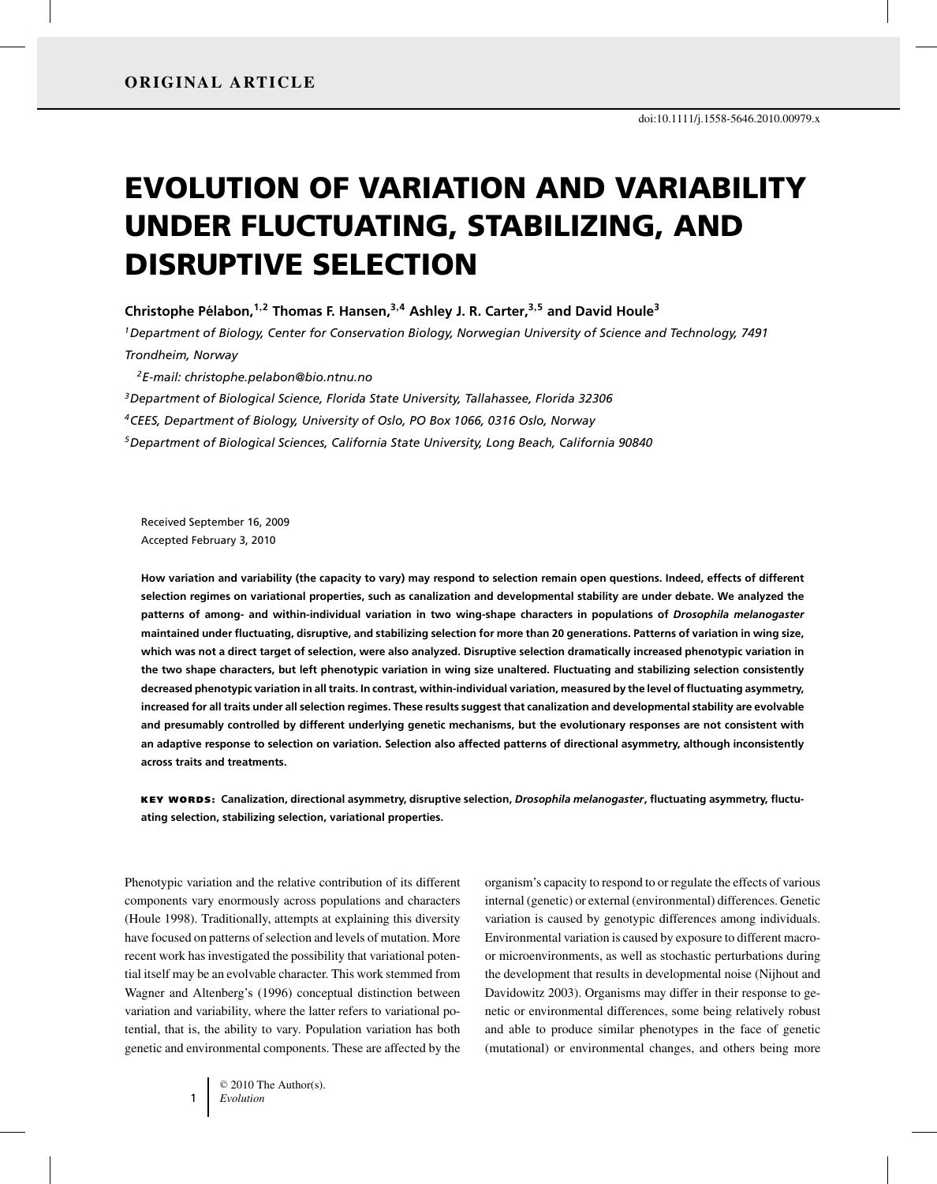ORIGINAL ARTICLE

doi:10.1111/j.1558-5646.2010.00979.x

# EVOLUTION OF VARIATION AND VARIABILITY UNDER FLUCTUATING, STABILIZING, AND DISRUPTIVE SELECTION

**Christophe Pélabon,[1,2] Thomas F. Hansen,[3,4] Ashley J. R. Carter,[3,5] and David Houle[3]**

[1]*Department of Biology, Center for Conservation Biology, Norwegian University of Science and Technology, 7491 Trondheim, Norway*

[2]*E-mail: christophe.pelabon@bio.ntnu.no*

[3]*Department of Biological Science, Florida State University, Tallahassee, Florida 32306*

[4]*CEES, Department of Biology, University of Oslo, PO Box 1066, 0316 Oslo, Norway*

[5]*Department of Biological Sciences, California State University, Long Beach, California 90840*

Received September 16, 2009
Accepted February 3, 2010

**How variation and variability (the capacity to vary) may respond to selection remain open questions. Indeed, effects of different selection regimes on variational properties, such as canalization and developmental stability are under debate. We analyzed the patterns of among- and within-individual variation in two wing-shape characters in populations of *Drosophila melanogaster* maintained under fluctuating, disruptive, and stabilizing selection for more than 20 generations. Patterns of variation in wing size, which was not a direct target of selection, were also analyzed. Disruptive selection dramatically increased phenotypic variation in the two shape characters, but left phenotypic variation in wing size unaltered. Fluctuating and stabilizing selection consistently decreased phenotypic variation in all traits. In contrast, within-individual variation, measured by the level of fluctuating asymmetry, increased for all traits under all selection regimes. These results suggest that canalization and developmental stability are evolvable and presumably controlled by different underlying genetic mechanisms, but the evolutionary responses are not consistent with an adaptive response to selection on variation. Selection also affected patterns of directional asymmetry, although inconsistently across traits and treatments.**

**KEY WORDS: Canalization, directional asymmetry, disruptive selection, *Drosophila melanogaster*, fluctuating asymmetry, fluctuating selection, stabilizing selection, variational properties.**

Phenotypic variation and the relative contribution of its different components vary enormously across populations and characters (Houle 1998). Traditionally, attempts at explaining this diversity have focused on patterns of selection and levels of mutation. More recent work has investigated the possibility that variational potential itself may be an evolvable character. This work stemmed from Wagner and Altenberg's (1996) conceptual distinction between variation and variability, where the latter refers to variational potential, that is, the ability to vary. Population variation has both genetic and environmental components. These are affected by the organism's capacity to respond to or regulate the effects of various internal (genetic) or external (environmental) differences. Genetic variation is caused by genotypic differences among individuals. Environmental variation is caused by exposure to different macro- or microenvironments, as well as stochastic perturbations during the development that results in developmental noise (Nijhout and Davidowitz 2003). Organisms may differ in their response to genetic or environmental differences, some being relatively robust and able to produce similar phenotypes in the face of genetic (mutational) or environmental changes, and others being more

© 2010 The Author(s).
*Evolution*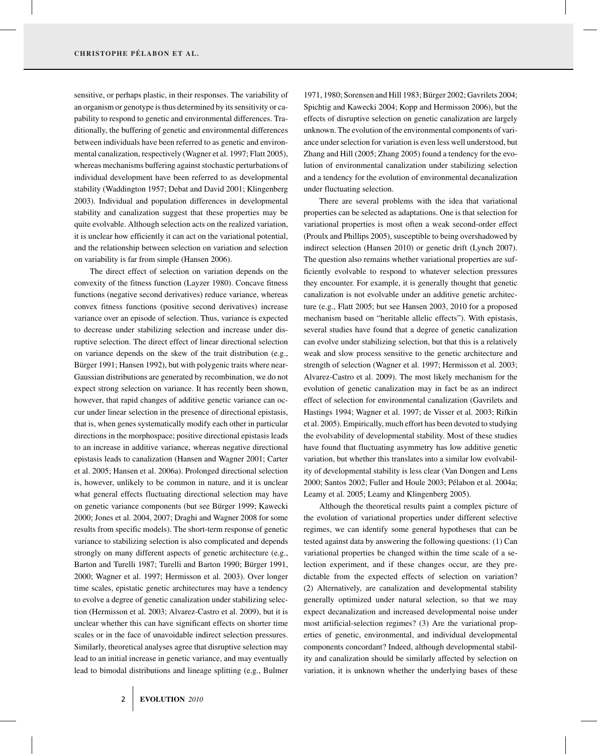sensitive, or perhaps plastic, in their responses. The variability of an organism or genotype is thus determined by its sensitivity or capability to respond to genetic and environmental differences. Traditionally, the buffering of genetic and environmental differences between individuals have been referred to as genetic and environmental canalization, respectively (Wagner et al. 1997; Flatt 2005), whereas mechanisms buffering against stochastic perturbations of individual development have been referred to as developmental stability (Waddington 1957; Debat and David 2001; Klingenberg 2003). Individual and population differences in developmental stability and canalization suggest that these properties may be quite evolvable. Although selection acts on the realized variation, it is unclear how efficiently it can act on the variational potential, and the relationship between selection on variation and selection on variability is far from simple (Hansen 2006).

The direct effect of selection on variation depends on the convexity of the fitness function (Layzer 1980). Concave fitness functions (negative second derivatives) reduce variance, whereas convex fitness functions (positive second derivatives) increase variance over an episode of selection. Thus, variance is expected to decrease under stabilizing selection and increase under disruptive selection. The direct effect of linear directional selection on variance depends on the skew of the trait distribution (e.g., Bürger 1991; Hansen 1992), but with polygenic traits where near-Gaussian distributions are generated by recombination, we do not expect strong selection on variance. It has recently been shown, however, that rapid changes of additive genetic variance can occur under linear selection in the presence of directional epistasis, that is, when genes systematically modify each other in particular directions in the morphospace; positive directional epistasis leads to an increase in additive variance, whereas negative directional epistasis leads to canalization (Hansen and Wagner 2001; Carter et al. 2005; Hansen et al. 2006a). Prolonged directional selection is, however, unlikely to be common in nature, and it is unclear what general effects fluctuating directional selection may have on genetic variance components (but see Bürger 1999; Kawecki 2000; Jones et al. 2004, 2007; Draghi and Wagner 2008 for some results from specific models). The short-term response of genetic variance to stabilizing selection is also complicated and depends strongly on many different aspects of genetic architecture (e.g., Barton and Turelli 1987; Turelli and Barton 1990; Bürger 1991, 2000; Wagner et al. 1997; Hermisson et al. 2003). Over longer time scales, epistatic genetic architectures may have a tendency to evolve a degree of genetic canalization under stabilizing selection (Hermisson et al. 2003; Alvarez-Castro et al. 2009), but it is unclear whether this can have significant effects on shorter time scales or in the face of unavoidable indirect selection pressures. Similarly, theoretical analyses agree that disruptive selection may lead to an initial increase in genetic variance, and may eventually lead to bimodal distributions and lineage splitting (e.g., Bulmer 1971, 1980; Sorensen and Hill 1983; Bürger 2002; Gavrilets 2004; Spichtig and Kawecki 2004; Kopp and Hermisson 2006), but the effects of disruptive selection on genetic canalization are largely unknown. The evolution of the environmental components of variance under selection for variation is even less well understood, but Zhang and Hill (2005; Zhang 2005) found a tendency for the evolution of environmental canalization under stabilizing selection and a tendency for the evolution of environmental decanalization under fluctuating selection.

There are several problems with the idea that variational properties can be selected as adaptations. One is that selection for variational properties is most often a weak second-order effect (Proulx and Phillips 2005), susceptible to being overshadowed by indirect selection (Hansen 2010) or genetic drift (Lynch 2007). The question also remains whether variational properties are sufficiently evolvable to respond to whatever selection pressures they encounter. For example, it is generally thought that genetic canalization is not evolvable under an additive genetic architecture (e.g., Flatt 2005; but see Hansen 2003, 2010 for a proposed mechanism based on "heritable allelic effects"). With epistasis, several studies have found that a degree of genetic canalization can evolve under stabilizing selection, but that this is a relatively weak and slow process sensitive to the genetic architecture and strength of selection (Wagner et al. 1997; Hermisson et al. 2003; Alvarez-Castro et al. 2009). The most likely mechanism for the evolution of genetic canalization may in fact be as an indirect effect of selection for environmental canalization (Gavrilets and Hastings 1994; Wagner et al. 1997; de Visser et al. 2003; Rifkin et al. 2005). Empirically, much effort has been devoted to studying the evolvability of developmental stability. Most of these studies have found that fluctuating asymmetry has low additive genetic variation, but whether this translates into a similar low evolvability of developmental stability is less clear (Van Dongen and Lens 2000; Santos 2002; Fuller and Houle 2003; Pélabon et al. 2004a; Leamy et al. 2005; Leamy and Klingenberg 2005).

Although the theoretical results paint a complex picture of the evolution of variational properties under different selective regimes, we can identify some general hypotheses that can be tested against data by answering the following questions: (1) Can variational properties be changed within the time scale of a selection experiment, and if these changes occur, are they predictable from the expected effects of selection on variation? (2) Alternatively, are canalization and developmental stability generally optimized under natural selection, so that we may expect decanalization and increased developmental noise under most artificial-selection regimes? (3) Are the variational properties of genetic, environmental, and individual developmental components concordant? Indeed, although developmental stability and canalization should be similarly affected by selection on variation, it is unknown whether the underlying bases of these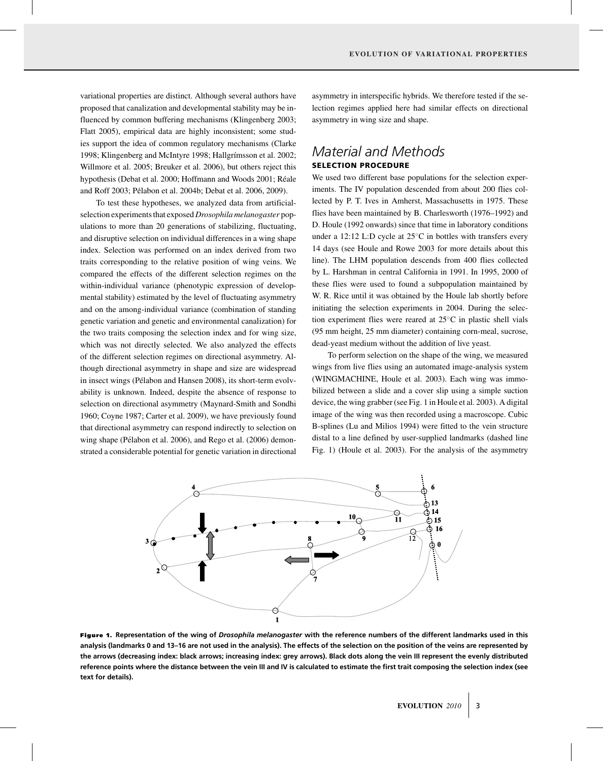variational properties are distinct. Although several authors have proposed that canalization and developmental stability may be influenced by common buffering mechanisms (Klingenberg 2003; Flatt 2005), empirical data are highly inconsistent; some studies support the idea of common regulatory mechanisms (Clarke 1998; Klingenberg and McIntyre 1998; Hallgrímsson et al. 2002; Willmore et al. 2005; Breuker et al. 2006), but others reject this hypothesis (Debat et al. 2000; Hoffmann and Woods 2001; Réale and Roff 2003; Pélabon et al. 2004b; Debat et al. 2006, 2009).

To test these hypotheses, we analyzed data from artificial-selection experiments that exposed *Drosophila melanogaster* populations to more than 20 generations of stabilizing, fluctuating, and disruptive selection on individual differences in a wing shape index. Selection was performed on an index derived from two traits corresponding to the relative position of wing veins. We compared the effects of the different selection regimes on the within-individual variance (phenotypic expression of developmental stability) estimated by the level of fluctuating asymmetry and on the among-individual variance (combination of standing genetic variation and genetic and environmental canalization) for the two traits composing the selection index and for wing size, which was not directly selected. We also analyzed the effects of the different selection regimes on directional asymmetry. Although directional asymmetry in shape and size are widespread in insect wings (Pélabon and Hansen 2008), its short-term evolvability is unknown. Indeed, despite the absence of response to selection on directional asymmetry (Maynard-Smith and Sondhi 1960; Coyne 1987; Carter et al. 2009), we have previously found that directional asymmetry can respond indirectly to selection on wing shape (Pélabon et al. 2006), and Rego et al. (2006) demonstrated a considerable potential for genetic variation in directional asymmetry in interspecific hybrids. We therefore tested if the selection regimes applied here had similar effects on directional asymmetry in wing size and shape.

## Material and Methods

### SELECTION PROCEDURE

We used two different base populations for the selection experiments. The IV population descended from about 200 flies collected by P. T. Ives in Amherst, Massachusetts in 1975. These flies have been maintained by B. Charlesworth (1976–1992) and D. Houle (1992 onwards) since that time in laboratory conditions under a 12:12 L:D cycle at 25°C in bottles with transfers every 14 days (see Houle and Rowe 2003 for more details about this line). The LHM population descends from 400 flies collected by L. Harshman in central California in 1991. In 1995, 2000 of these flies were used to found a subpopulation maintained by W. R. Rice until it was obtained by the Houle lab shortly before initiating the selection experiments in 2004. During the selection experiment flies were reared at 25°C in plastic shell vials (95 mm height, 25 mm diameter) containing corn-meal, sucrose, dead-yeast medium without the addition of live yeast.

To perform selection on the shape of the wing, we measured wings from live flies using an automated image-analysis system (WINGMACHINE, Houle et al. 2003). Each wing was immobilized between a slide and a cover slip using a simple suction device, the wing grabber (see Fig. 1 in Houle et al. 2003). A digital image of the wing was then recorded using a macroscope. Cubic B-splines (Lu and Milios 1994) were fitted to the vein structure distal to a line defined by user-supplied landmarks (dashed line Fig. 1) (Houle et al. 2003). For the analysis of the asymmetry

**Figure 1.** Representation of the wing of *Drosophila melanogaster* with the reference numbers of the different landmarks used in this analysis (landmarks 0 and 13–16 are not used in the analysis). The effects of the selection on the position of the veins are represented by the arrows (decreasing index: black arrows; increasing index: grey arrows). Black dots along the vein III represent the evenly distributed reference points where the distance between the vein III and IV is calculated to estimate the first trait composing the selection index (see text for details).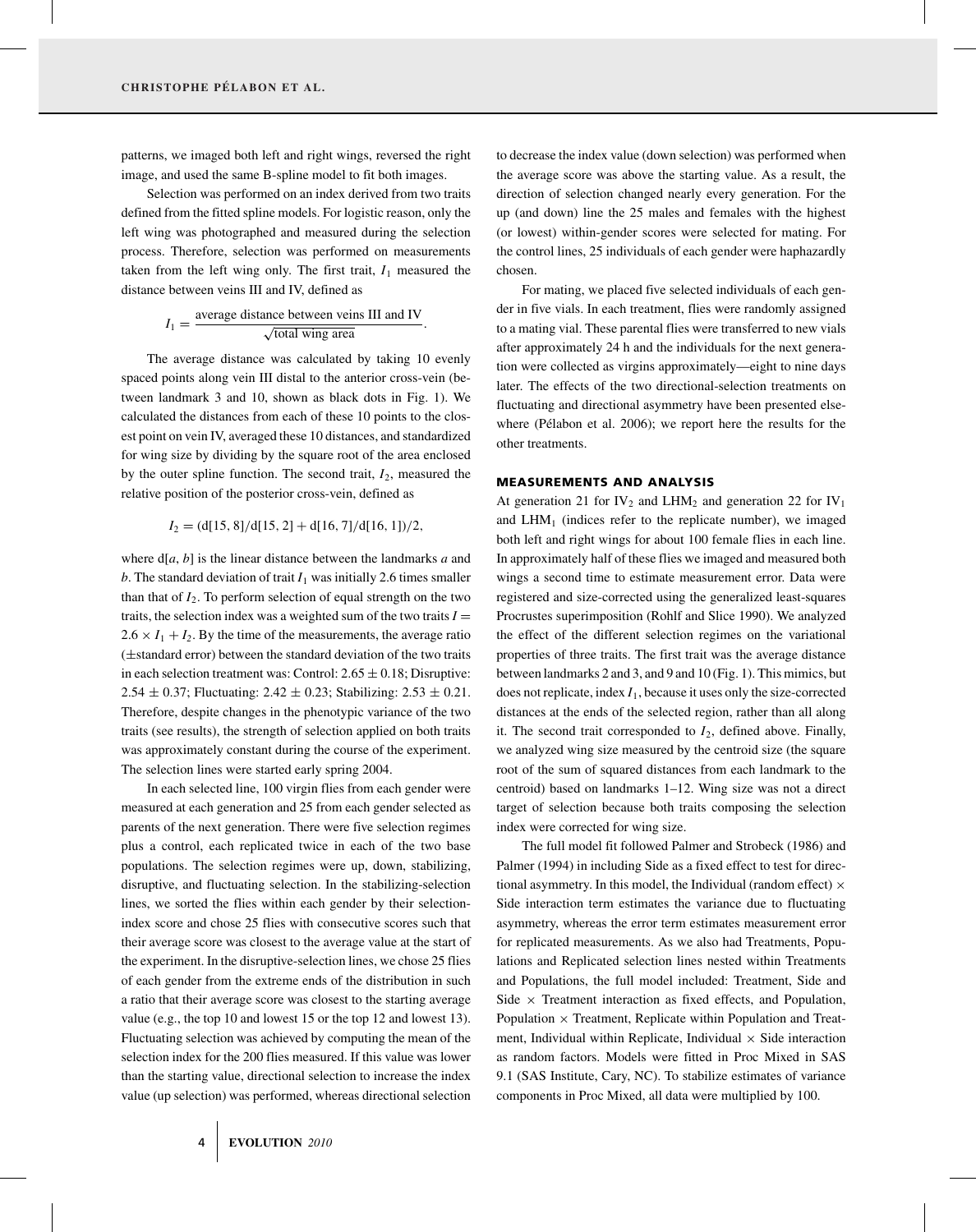patterns, we imaged both left and right wings, reversed the right image, and used the same B-spline model to fit both images.

Selection was performed on an index derived from two traits defined from the fitted spline models. For logistic reason, only the left wing was photographed and measured during the selection process. Therefore, selection was performed on measurements taken from the left wing only. The first trait, $I_1$ measured the distance between veins III and IV, defined as

$$I_1 = \frac{\text{average distance between veins III and IV}}{\sqrt{\text{total wing area}}}.$$

The average distance was calculated by taking 10 evenly spaced points along vein III distal to the anterior cross-vein (between landmark 3 and 10, shown as black dots in Fig. 1). We calculated the distances from each of these 10 points to the closest point on vein IV, averaged these 10 distances, and standardized for wing size by dividing by the square root of the area enclosed by the outer spline function. The second trait, $I_2$, measured the relative position of the posterior cross-vein, defined as

$$I_2 = (\mathrm{d}[15, 8]/\mathrm{d}[15, 2] + \mathrm{d}[16, 7]/\mathrm{d}[16, 1])/2,$$

where $\mathrm{d}[a, b]$ is the linear distance between the landmarks $a$ and $b$. The standard deviation of trait $I_1$ was initially 2.6 times smaller than that of $I_2$. To perform selection of equal strength on the two traits, the selection index was a weighted sum of the two traits $I = 2.6 \times I_1 + I_2$. By the time of the measurements, the average ratio (±standard error) between the standard deviation of the two traits in each selection treatment was: Control: $2.65 \pm 0.18$; Disruptive: $2.54 \pm 0.37$; Fluctuating: $2.42 \pm 0.23$; Stabilizing: $2.53 \pm 0.21$. Therefore, despite changes in the phenotypic variance of the two traits (see results), the strength of selection applied on both traits was approximately constant during the course of the experiment. The selection lines were started early spring 2004.

In each selected line, 100 virgin flies from each gender were measured at each generation and 25 from each gender selected as parents of the next generation. There were five selection regimes plus a control, each replicated twice in each of the two base populations. The selection regimes were up, down, stabilizing, disruptive, and fluctuating selection. In the stabilizing-selection lines, we sorted the flies within each gender by their selection-index score and chose 25 flies with consecutive scores such that their average score was closest to the average value at the start of the experiment. In the disruptive-selection lines, we chose 25 flies of each gender from the extreme ends of the distribution in such a ratio that their average score was closest to the starting average value (e.g., the top 10 and lowest 15 or the top 12 and lowest 13). Fluctuating selection was achieved by computing the mean of the selection index for the 200 flies measured. If this value was lower than the starting value, directional selection to increase the index value (up selection) was performed, whereas directional selection to decrease the index value (down selection) was performed when the average score was above the starting value. As a result, the direction of selection changed nearly every generation. For the up (and down) line the 25 males and females with the highest (or lowest) within-gender scores were selected for mating. For the control lines, 25 individuals of each gender were haphazardly chosen.

For mating, we placed five selected individuals of each gender in five vials. In each treatment, flies were randomly assigned to a mating vial. These parental flies were transferred to new vials after approximately 24 h and the individuals for the next generation were collected as virgins approximately—eight to nine days later. The effects of the two directional-selection treatments on fluctuating and directional asymmetry have been presented elsewhere (Pélabon et al. 2006); we report here the results for the other treatments.

## MEASUREMENTS AND ANALYSIS

At generation 21 for $\mathrm{IV}_2$ and $\mathrm{LHM}_2$ and generation 22 for $\mathrm{IV}_1$ and $\mathrm{LHM}_1$ (indices refer to the replicate number), we imaged both left and right wings for about 100 female flies in each line. In approximately half of these flies we imaged and measured both wings a second time to estimate measurement error. Data were registered and size-corrected using the generalized least-squares Procrustes superimposition (Rohlf and Slice 1990). We analyzed the effect of the different selection regimes on the variational properties of three traits. The first trait was the average distance between landmarks 2 and 3, and 9 and 10 (Fig. 1). This mimics, but does not replicate, index $I_1$, because it uses only the size-corrected distances at the ends of the selected region, rather than all along it. The second trait corresponded to $I_2$, defined above. Finally, we analyzed wing size measured by the centroid size (the square root of the sum of squared distances from each landmark to the centroid) based on landmarks 1–12. Wing size was not a direct target of selection because both traits composing the selection index were corrected for wing size.

The full model fit followed Palmer and Strobeck (1986) and Palmer (1994) in including Side as a fixed effect to test for directional asymmetry. In this model, the Individual (random effect) × Side interaction term estimates the variance due to fluctuating asymmetry, whereas the error term estimates measurement error for replicated measurements. As we also had Treatments, Populations and Replicated selection lines nested within Treatments and Populations, the full model included: Treatment, Side and Side × Treatment interaction as fixed effects, and Population, Population × Treatment, Replicate within Population and Treatment, Individual within Replicate, Individual × Side interaction as random factors. Models were fitted in Proc Mixed in SAS 9.1 (SAS Institute, Cary, NC). To stabilize estimates of variance components in Proc Mixed, all data were multiplied by 100.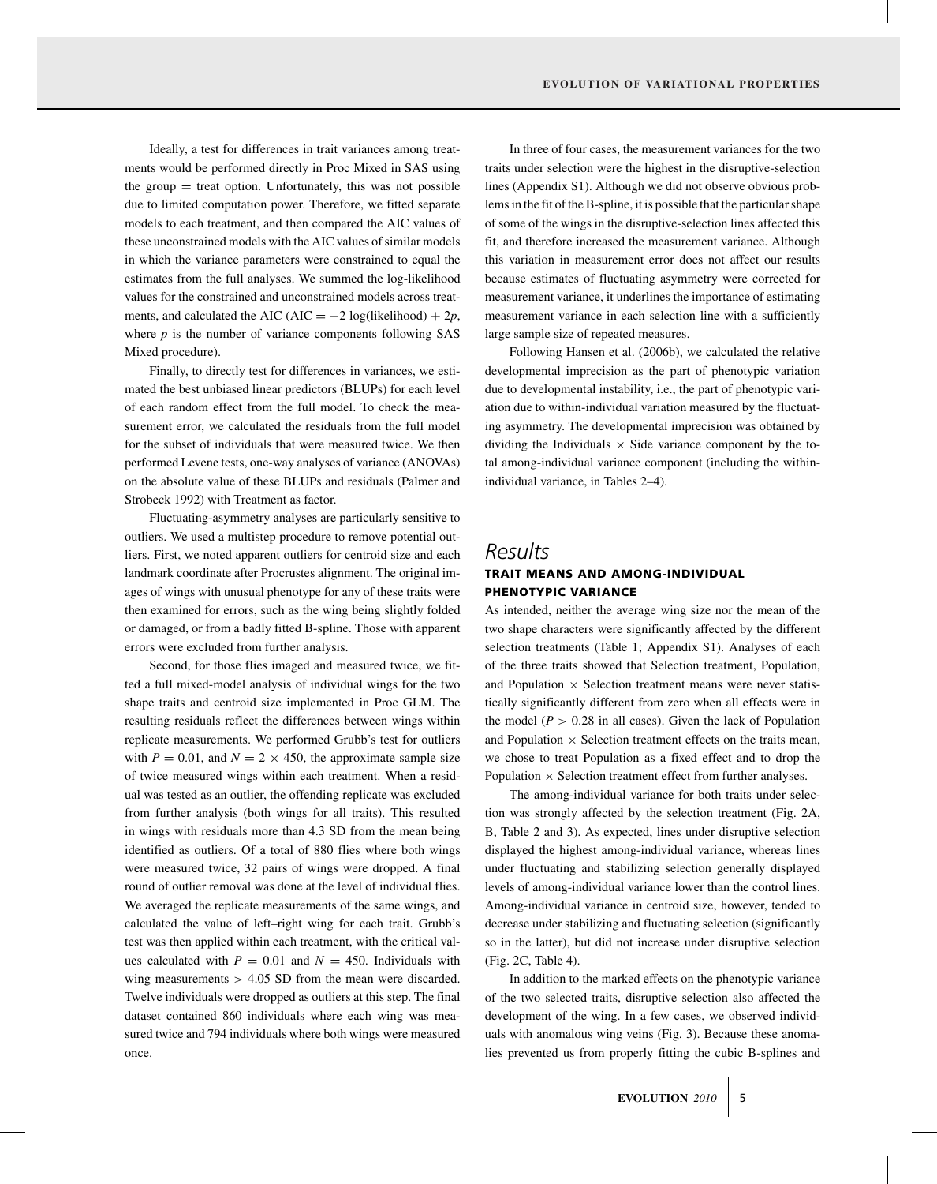Ideally, a test for differences in trait variances among treatments would be performed directly in Proc Mixed in SAS using the group = treat option. Unfortunately, this was not possible due to limited computation power. Therefore, we fitted separate models to each treatment, and then compared the AIC values of these unconstrained models with the AIC values of similar models in which the variance parameters were constrained to equal the estimates from the full analyses. We summed the log-likelihood values for the constrained and unconstrained models across treatments, and calculated the AIC (AIC $= -2$ log(likelihood) $+ 2p$, where $p$ is the number of variance components following SAS Mixed procedure).

Finally, to directly test for differences in variances, we estimated the best unbiased linear predictors (BLUPs) for each level of each random effect from the full model. To check the measurement error, we calculated the residuals from the full model for the subset of individuals that were measured twice. We then performed Levene tests, one-way analyses of variance (ANOVAs) on the absolute value of these BLUPs and residuals (Palmer and Strobeck 1992) with Treatment as factor.

Fluctuating-asymmetry analyses are particularly sensitive to outliers. We used a multistep procedure to remove potential outliers. First, we noted apparent outliers for centroid size and each landmark coordinate after Procrustes alignment. The original images of wings with unusual phenotype for any of these traits were then examined for errors, such as the wing being slightly folded or damaged, or from a badly fitted B-spline. Those with apparent errors were excluded from further analysis.

Second, for those flies imaged and measured twice, we fitted a full mixed-model analysis of individual wings for the two shape traits and centroid size implemented in Proc GLM. The resulting residuals reflect the differences between wings within replicate measurements. We performed Grubb's test for outliers with $P = 0.01$, and $N = 2 \times 450$, the approximate sample size of twice measured wings within each treatment. When a residual was tested as an outlier, the offending replicate was excluded from further analysis (both wings for all traits). This resulted in wings with residuals more than 4.3 SD from the mean being identified as outliers. Of a total of 880 flies where both wings were measured twice, 32 pairs of wings were dropped. A final round of outlier removal was done at the level of individual flies. We averaged the replicate measurements of the same wings, and calculated the value of left–right wing for each trait. Grubb's test was then applied within each treatment, with the critical values calculated with $P = 0.01$ and $N = 450$. Individuals with wing measurements $> 4.05$ SD from the mean were discarded. Twelve individuals were dropped as outliers at this step. The final dataset contained 860 individuals where each wing was measured twice and 794 individuals where both wings were measured once.

In three of four cases, the measurement variances for the two traits under selection were the highest in the disruptive-selection lines (Appendix S1). Although we did not observe obvious problems in the fit of the B-spline, it is possible that the particular shape of some of the wings in the disruptive-selection lines affected this fit, and therefore increased the measurement variance. Although this variation in measurement error does not affect our results because estimates of fluctuating asymmetry were corrected for measurement variance, it underlines the importance of estimating measurement variance in each selection line with a sufficiently large sample size of repeated measures.

Following Hansen et al. (2006b), we calculated the relative developmental imprecision as the part of phenotypic variation due to developmental instability, i.e., the part of phenotypic variation due to within-individual variation measured by the fluctuating asymmetry. The developmental imprecision was obtained by dividing the Individuals $\times$ Side variance component by the total among-individual variance component (including the within-individual variance, in Tables 2–4).

# Results

## TRAIT MEANS AND AMONG-INDIVIDUAL PHENOTYPIC VARIANCE

As intended, neither the average wing size nor the mean of the two shape characters were significantly affected by the different selection treatments (Table 1; Appendix S1). Analyses of each of the three traits showed that Selection treatment, Population, and Population $\times$ Selection treatment means were never statistically significantly different from zero when all effects were in the model ($P > 0.28$ in all cases). Given the lack of Population and Population $\times$ Selection treatment effects on the traits mean, we chose to treat Population as a fixed effect and to drop the Population $\times$ Selection treatment effect from further analyses.

The among-individual variance for both traits under selection was strongly affected by the selection treatment (Fig. 2A, B, Table 2 and 3). As expected, lines under disruptive selection displayed the highest among-individual variance, whereas lines under fluctuating and stabilizing selection generally displayed levels of among-individual variance lower than the control lines. Among-individual variance in centroid size, however, tended to decrease under stabilizing and fluctuating selection (significantly so in the latter), but did not increase under disruptive selection (Fig. 2C, Table 4).

In addition to the marked effects on the phenotypic variance of the two selected traits, disruptive selection also affected the development of the wing. In a few cases, we observed individuals with anomalous wing veins (Fig. 3). Because these anomalies prevented us from properly fitting the cubic B-splines and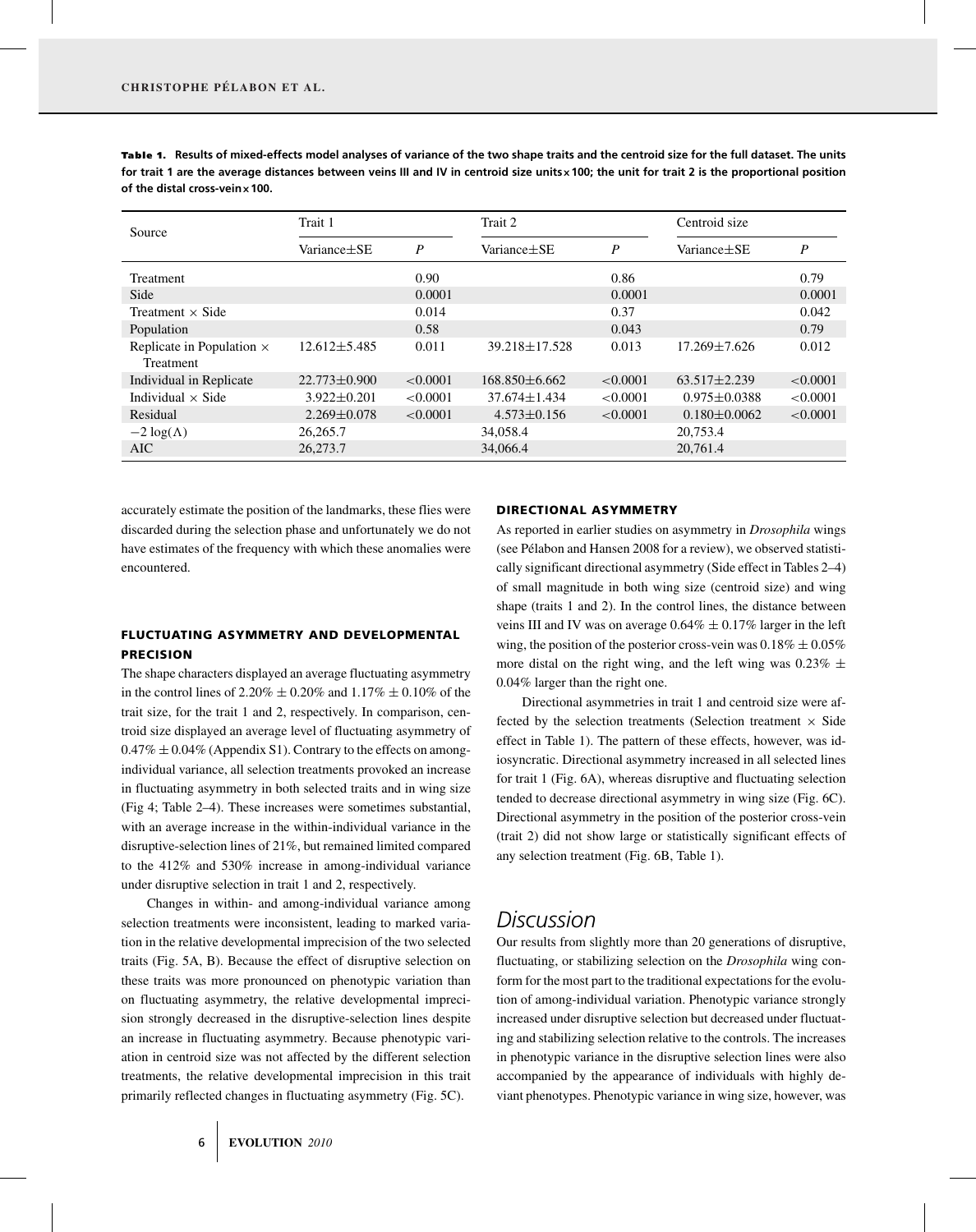**Table 1.** Results of mixed-effects model analyses of variance of the two shape traits and the centroid size for the full dataset. The units for trait 1 are the average distances between veins III and IV in centroid size units × 100; the unit for trait 2 is the proportional position of the distal cross-vein × 100.

| Source | Trait 1 | | Trait 2 | | Centroid size | |
|---|---|---|---|---|---|---|
| | Variance±SE | *P* | Variance±SE | *P* | Variance±SE | *P* |
| Treatment | | 0.90 | | 0.86 | | 0.79 |
| Side | | 0.0001 | | 0.0001 | | 0.0001 |
| Treatment × Side | | 0.014 | | 0.37 | | 0.042 |
| Population | | 0.58 | | 0.043 | | 0.79 |
| Replicate in Population × Treatment | 12.612±5.485 | 0.011 | 39.218±17.528 | 0.013 | 17.269±7.626 | 0.012 |
| Individual in Replicate | 22.773±0.900 | <0.0001 | 168.850±6.662 | <0.0001 | 63.517±2.239 | <0.0001 |
| Individual × Side | 3.922±0.201 | <0.0001 | 37.674±1.434 | <0.0001 | 0.975±0.0388 | <0.0001 |
| Residual | 2.269±0.078 | <0.0001 | 4.573±0.156 | <0.0001 | 0.180±0.0062 | <0.0001 |
| $-2\log(\Lambda)$ | 26,265.7 | | 34,058.4 | | 20,753.4 | |
| AIC | 26,273.7 | | 34,066.4 | | 20,761.4 | |

accurately estimate the position of the landmarks, these flies were discarded during the selection phase and unfortunately we do not have estimates of the frequency with which these anomalies were encountered.

### FLUCTUATING ASYMMETRY AND DEVELOPMENTAL PRECISION

The shape characters displayed an average fluctuating asymmetry in the control lines of 2.20% ± 0.20% and 1.17% ± 0.10% of the trait size, for the trait 1 and 2, respectively. In comparison, centroid size displayed an average level of fluctuating asymmetry of 0.47% ± 0.04% (Appendix S1). Contrary to the effects on among-individual variance, all selection treatments provoked an increase in fluctuating asymmetry in both selected traits and in wing size (Fig 4; Table 2–4). These increases were sometimes substantial, with an average increase in the within-individual variance in the disruptive-selection lines of 21%, but remained limited compared to the 412% and 530% increase in among-individual variance under disruptive selection in trait 1 and 2, respectively.

Changes in within- and among-individual variance among selection treatments were inconsistent, leading to marked variation in the relative developmental imprecision of the two selected traits (Fig. 5A, B). Because the effect of disruptive selection on these traits was more pronounced on phenotypic variation than on fluctuating asymmetry, the relative developmental imprecision strongly decreased in the disruptive-selection lines despite an increase in fluctuating asymmetry. Because phenotypic variation in centroid size was not affected by the different selection treatments, the relative developmental imprecision in this trait primarily reflected changes in fluctuating asymmetry (Fig. 5C).

### DIRECTIONAL ASYMMETRY

As reported in earlier studies on asymmetry in *Drosophila* wings (see Pélabon and Hansen 2008 for a review), we observed statistically significant directional asymmetry (Side effect in Tables 2–4) of small magnitude in both wing size (centroid size) and wing shape (traits 1 and 2). In the control lines, the distance between veins III and IV was on average 0.64% ± 0.17% larger in the left wing, the position of the posterior cross-vein was 0.18% ± 0.05% more distal on the right wing, and the left wing was 0.23% ± 0.04% larger than the right one.

Directional asymmetries in trait 1 and centroid size were affected by the selection treatments (Selection treatment × Side effect in Table 1). The pattern of these effects, however, was idiosyncratic. Directional asymmetry increased in all selected lines for trait 1 (Fig. 6A), whereas disruptive and fluctuating selection tended to decrease directional asymmetry in wing size (Fig. 6C). Directional asymmetry in the position of the posterior cross-vein (trait 2) did not show large or statistically significant effects of any selection treatment (Fig. 6B, Table 1).

## Discussion

Our results from slightly more than 20 generations of disruptive, fluctuating, or stabilizing selection on the *Drosophila* wing conform for the most part to the traditional expectations for the evolution of among-individual variation. Phenotypic variance strongly increased under disruptive selection but decreased under fluctuating and stabilizing selection relative to the controls. The increases in phenotypic variance in the disruptive selection lines were also accompanied by the appearance of individuals with highly deviant phenotypes. Phenotypic variance in wing size, however, was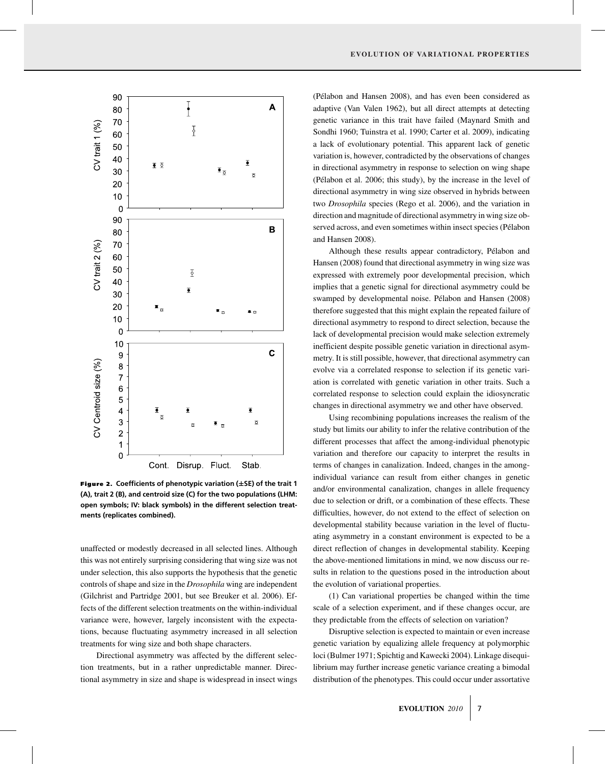**Figure 2.** Coefficients of phenotypic variation (±SE) of the trait 1 (A), trait 2 (B), and centroid size (C) for the two populations (LHM: open symbols; IV: black symbols) in the different selection treatments (replicates combined).

unaffected or modestly decreased in all selected lines. Although this was not entirely surprising considering that wing size was not under selection, this also supports the hypothesis that the genetic controls of shape and size in the *Drosophila* wing are independent (Gilchrist and Partridge 2001, but see Breuker et al. 2006). Effects of the different selection treatments on the within-individual variance were, however, largely inconsistent with the expectations, because fluctuating asymmetry increased in all selection treatments for wing size and both shape characters.

Directional asymmetry was affected by the different selection treatments, but in a rather unpredictable manner. Directional asymmetry in size and shape is widespread in insect wings (Pélabon and Hansen 2008), and has even been considered as adaptive (Van Valen 1962), but all direct attempts at detecting genetic variance in this trait have failed (Maynard Smith and Sondhi 1960; Tuinstra et al. 1990; Carter et al. 2009), indicating a lack of evolutionary potential. This apparent lack of genetic variation is, however, contradicted by the observations of changes in directional asymmetry in response to selection on wing shape (Pélabon et al. 2006; this study), by the increase in the level of directional asymmetry in wing size observed in hybrids between two *Drosophila* species (Rego et al. 2006), and the variation in direction and magnitude of directional asymmetry in wing size observed across, and even sometimes within insect species (Pélabon and Hansen 2008).

Although these results appear contradictory, Pélabon and Hansen (2008) found that directional asymmetry in wing size was expressed with extremely poor developmental precision, which implies that a genetic signal for directional asymmetry could be swamped by developmental noise. Pélabon and Hansen (2008) therefore suggested that this might explain the repeated failure of directional asymmetry to respond to direct selection, because the lack of developmental precision would make selection extremely inefficient despite possible genetic variation in directional asymmetry. It is still possible, however, that directional asymmetry can evolve via a correlated response to selection if its genetic variation is correlated with genetic variation in other traits. Such a correlated response to selection could explain the idiosyncratic changes in directional asymmetry we and other have observed.

Using recombining populations increases the realism of the study but limits our ability to infer the relative contribution of the different processes that affect the among-individual phenotypic variation and therefore our capacity to interpret the results in terms of changes in canalization. Indeed, changes in the among-individual variance can result from either changes in genetic and/or environmental canalization, changes in allele frequency due to selection or drift, or a combination of these effects. These difficulties, however, do not extend to the effect of selection on developmental stability because variation in the level of fluctuating asymmetry in a constant environment is expected to be a direct reflection of changes in developmental stability. Keeping the above-mentioned limitations in mind, we now discuss our results in relation to the questions posed in the introduction about the evolution of variational properties.

(1) Can variational properties be changed within the time scale of a selection experiment, and if these changes occur, are they predictable from the effects of selection on variation?

Disruptive selection is expected to maintain or even increase genetic variation by equalizing allele frequency at polymorphic loci (Bulmer 1971; Spichtig and Kawecki 2004). Linkage disequilibrium may further increase genetic variance creating a bimodal distribution of the phenotypes. This could occur under assortative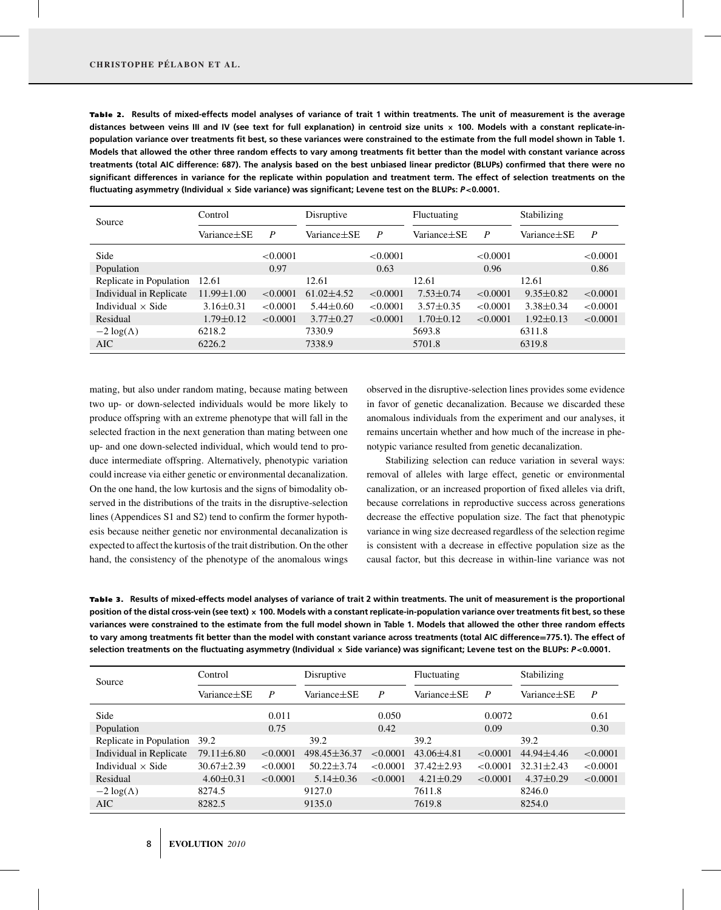**Table 2.** **Results of mixed-effects model analyses of variance of trait 1 within treatments. The unit of measurement is the average distances between veins III and IV (see text for full explanation) in centroid size units × 100. Models with a constant replicate-in-population variance over treatments fit best, so these variances were constrained to the estimate from the full model shown in Table 1. Models that allowed the other three random effects to vary among treatments fit better than the model with constant variance across treatments (total AIC difference: 687). The analysis based on the best unbiased linear predictor (BLUPs) confirmed that there were no significant differences in variance for the replicate within population and treatment term. The effect of selection treatments on the fluctuating asymmetry (Individual × Side variance) was significant; Levene test on the BLUPs: $P<0.0001$.**

| Source | Control | | Disruptive | | Fluctuating | | Stabilizing | |
|---|---|---|---|---|---|---|---|---|
| | Variance±SE | $P$ | Variance±SE | $P$ | Variance±SE | $P$ | Variance±SE | $P$ |
| Side | | <0.0001 | | <0.0001 | | <0.0001 | | <0.0001 |
| Population | | 0.97 | | 0.63 | | 0.96 | | 0.86 |
| Replicate in Population | 12.61 | | 12.61 | | 12.61 | | 12.61 | |
| Individual in Replicate | 11.99±1.00 | <0.0001 | 61.02±4.52 | <0.0001 | 7.53±0.74 | <0.0001 | 9.35±0.82 | <0.0001 |
| Individual × Side | 3.16±0.31 | <0.0001 | 5.44±0.60 | <0.0001 | 3.57±0.35 | <0.0001 | 3.38±0.34 | <0.0001 |
| Residual | 1.79±0.12 | <0.0001 | 3.77±0.27 | <0.0001 | 1.70±0.12 | <0.0001 | 1.92±0.13 | <0.0001 |
| $-2\log(\Lambda)$ | 6218.2 | | 7330.9 | | 5693.8 | | 6311.8 | |
| AIC | 6226.2 | | 7338.9 | | 5701.8 | | 6319.8 | |

mating, but also under random mating, because mating between two up- or down-selected individuals would be more likely to produce offspring with an extreme phenotype that will fall in the selected fraction in the next generation than mating between one up- and one down-selected individual, which would tend to produce intermediate offspring. Alternatively, phenotypic variation could increase via either genetic or environmental decanalization. On the one hand, the low kurtosis and the signs of bimodality observed in the distributions of the traits in the disruptive-selection lines (Appendices S1 and S2) tend to confirm the former hypothesis because neither genetic nor environmental decanalization is expected to affect the kurtosis of the trait distribution. On the other hand, the consistency of the phenotype of the anomalous wings observed in the disruptive-selection lines provides some evidence in favor of genetic decanalization. Because we discarded these anomalous individuals from the experiment and our analyses, it remains uncertain whether and how much of the increase in phenotypic variance resulted from genetic decanalization.

Stabilizing selection can reduce variation in several ways: removal of alleles with large effect, genetic or environmental canalization, or an increased proportion of fixed alleles via drift, because correlations in reproductive success across generations decrease the effective population size. The fact that phenotypic variance in wing size decreased regardless of the selection regime is consistent with a decrease in effective population size as the causal factor, but this decrease in within-line variance was not

**Table 3.** **Results of mixed-effects model analyses of variance of trait 2 within treatments. The unit of measurement is the proportional position of the distal cross-vein (see text) × 100. Models with a constant replicate-in-population variance over treatments fit best, so these variances were constrained to the estimate from the full model shown in Table 1. Models that allowed the other three random effects to vary among treatments fit better than the model with constant variance across treatments (total AIC difference=775.1). The effect of selection treatments on the fluctuating asymmetry (Individual × Side variance) was significant; Levene test on the BLUPs: $P<0.0001$.**

| Source | Control | | Disruptive | | Fluctuating | | Stabilizing | |
|---|---|---|---|---|---|---|---|---|
| | Variance±SE | $P$ | Variance±SE | $P$ | Variance±SE | $P$ | Variance±SE | $P$ |
| Side | | 0.011 | | 0.050 | | 0.0072 | | 0.61 |
| Population | | 0.75 | | 0.42 | | 0.09 | | 0.30 |
| Replicate in Population | 39.2 | | 39.2 | | 39.2 | | 39.2 | |
| Individual in Replicate | 79.11±6.80 | <0.0001 | 498.45±36.37 | <0.0001 | 43.06±4.81 | <0.0001 | 44.94±4.46 | <0.0001 |
| Individual × Side | 30.67±2.39 | <0.0001 | 50.22±3.74 | <0.0001 | 37.42±2.93 | <0.0001 | 32.31±2.43 | <0.0001 |
| Residual | 4.60±0.31 | <0.0001 | 5.14±0.36 | <0.0001 | 4.21±0.29 | <0.0001 | 4.37±0.29 | <0.0001 |
| $-2\log(\Lambda)$ | 8274.5 | | 9127.0 | | 7611.8 | | 8246.0 | |
| AIC | 8282.5 | | 9135.0 | | 7619.8 | | 8254.0 | |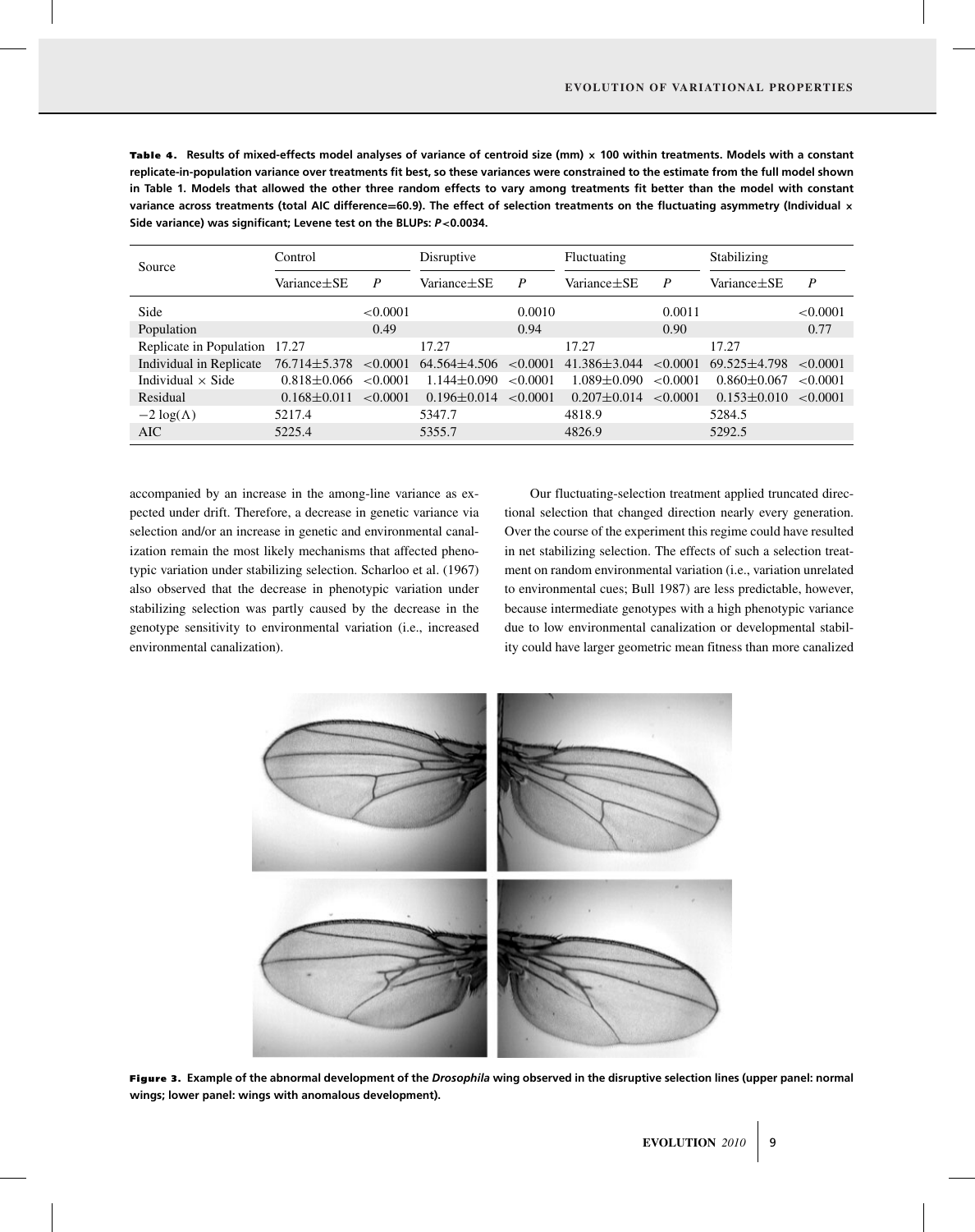**Table 4.** Results of mixed-effects model analyses of variance of centroid size (mm) × 100 within treatments. Models with a constant replicate-in-population variance over treatments fit best, so these variances were constrained to the estimate from the full model shown in Table 1. Models that allowed the other three random effects to vary among treatments fit better than the model with constant variance across treatments (total AIC difference=60.9). The effect of selection treatments on the fluctuating asymmetry (Individual × Side variance) was significant; Levene test on the BLUPs: $P<0.0034$.

| Source | Control | | Disruptive | | Fluctuating | | Stabilizing | |
|---|---|---|---|---|---|---|---|---|
| | Variance±SE | $P$ | Variance±SE | $P$ | Variance±SE | $P$ | Variance±SE | $P$ |
| Side | | <0.0001 | | 0.0010 | | 0.0011 | | <0.0001 |
| Population | | 0.49 | | 0.94 | | 0.90 | | 0.77 |
| Replicate in Population | 17.27 | | 17.27 | | 17.27 | | 17.27 | |
| Individual in Replicate | 76.714±5.378 | <0.0001 | 64.564±4.506 | <0.0001 | 41.386±3.044 | <0.0001 | 69.525±4.798 | <0.0001 |
| Individual × Side | 0.818±0.066 | <0.0001 | 1.144±0.090 | <0.0001 | 1.089±0.090 | <0.0001 | 0.860±0.067 | <0.0001 |
| Residual | 0.168±0.011 | <0.0001 | 0.196±0.014 | <0.0001 | 0.207±0.014 | <0.0001 | 0.153±0.010 | <0.0001 |
| $-2\log(\Lambda)$ | 5217.4 | | 5347.7 | | 4818.9 | | 5284.5 | |
| AIC | 5225.4 | | 5355.7 | | 4826.9 | | 5292.5 | |

accompanied by an increase in the among-line variance as expected under drift. Therefore, a decrease in genetic variance via selection and/or an increase in genetic and environmental canalization remain the most likely mechanisms that affected phenotypic variation under stabilizing selection. Scharloo et al. (1967) also observed that the decrease in phenotypic variation under stabilizing selection was partly caused by the decrease in the genotype sensitivity to environmental variation (i.e., increased environmental canalization).

Our fluctuating-selection treatment applied truncated directional selection that changed direction nearly every generation. Over the course of the experiment this regime could have resulted in net stabilizing selection. The effects of such a selection treatment on random environmental variation (i.e., variation unrelated to environmental cues; Bull 1987) are less predictable, however, because intermediate genotypes with a high phenotypic variance due to low environmental canalization or developmental stability could have larger geometric mean fitness than more canalized

**Figure 3.** Example of the abnormal development of the *Drosophila* wing observed in the disruptive selection lines (upper panel: normal wings; lower panel: wings with anomalous development).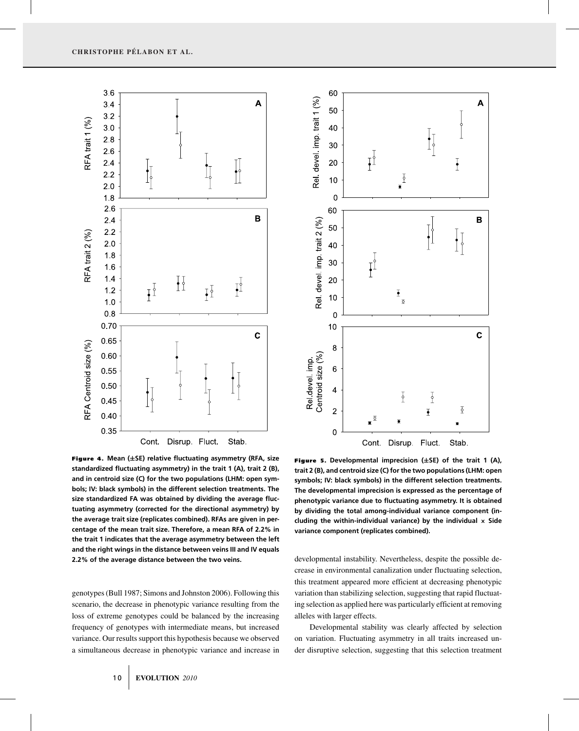**Figure 4.** Mean (±SE) relative fluctuating asymmetry (RFA, size standardized fluctuating asymmetry) in the trait 1 (A), trait 2 (B), and in centroid size (C) for the two populations (LHM: open symbols; IV: black symbols) in the different selection treatments. The size standardized FA was obtained by dividing the average fluctuating asymmetry (corrected for the directional asymmetry) by the average trait size (replicates combined). RFAs are given in percentage of the mean trait size. Therefore, a mean RFA of 2.2% in the trait 1 indicates that the average asymmetry between the left and the right wings in the distance between veins III and IV equals 2.2% of the average distance between the two veins.

**Figure 5.** Developmental imprecision (±SE) of the trait 1 (A), trait 2 (B), and centroid size (C) for the two populations (LHM: open symbols; IV: black symbols) in the different selection treatments. The developmental imprecision is expressed as the percentage of phenotypic variance due to fluctuating asymmetry. It is obtained by dividing the total among-individual variance component (including the within-individual variance) by the individual × Side variance component (replicates combined).

genotypes (Bull 1987; Simons and Johnston 2006). Following this scenario, the decrease in phenotypic variance resulting from the loss of extreme genotypes could be balanced by the increasing frequency of genotypes with intermediate means, but increased variance. Our results support this hypothesis because we observed a simultaneous decrease in phenotypic variance and increase in developmental instability. Nevertheless, despite the possible decrease in environmental canalization under fluctuating selection, this treatment appeared more efficient at decreasing phenotypic variation than stabilizing selection, suggesting that rapid fluctuating selection as applied here was particularly efficient at removing alleles with larger effects.

Developmental stability was clearly affected by selection on variation. Fluctuating asymmetry in all traits increased under disruptive selection, suggesting that this selection treatment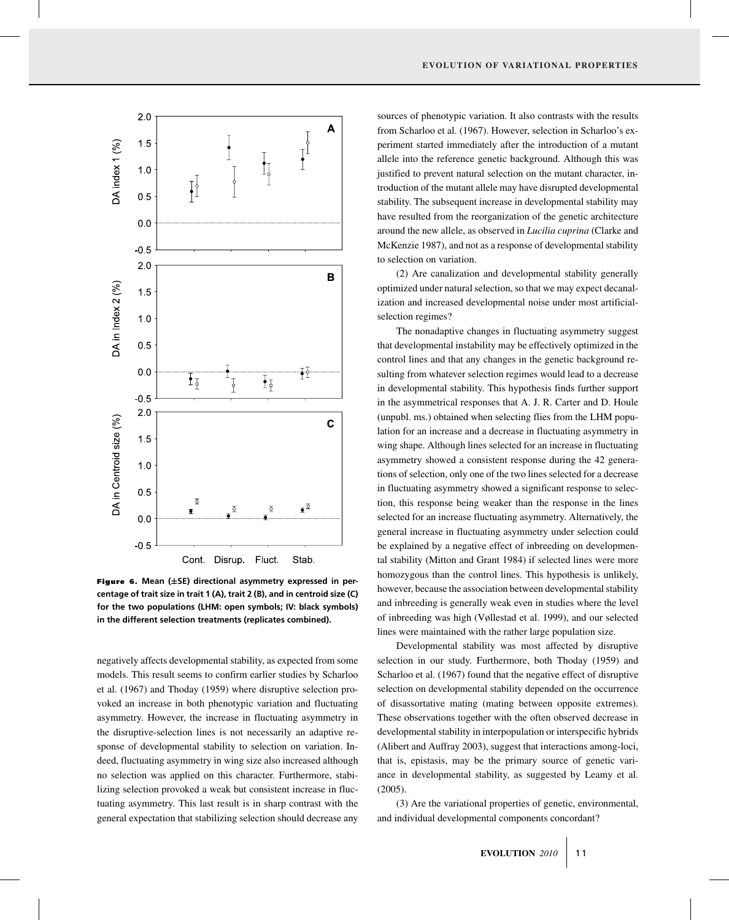**Figure 6.** Mean (±SE) directional asymmetry expressed in percentage of trait size in trait 1 (A), trait 2 (B), and in centroid size (C) for the two populations (LHM: open symbols; IV: black symbols) in the different selection treatments (replicates combined).

negatively affects developmental stability, as expected from some models. This result seems to confirm earlier studies by Scharloo et al. (1967) and Thoday (1959) where disruptive selection provoked an increase in both phenotypic variation and fluctuating asymmetry. However, the increase in fluctuating asymmetry in the disruptive-selection lines is not necessarily an adaptive response of developmental stability to selection on variation. Indeed, fluctuating asymmetry in wing size also increased although no selection was applied on this character. Furthermore, stabilizing selection provoked a weak but consistent increase in fluctuating asymmetry. This last result is in sharp contrast with the general expectation that stabilizing selection should decrease any sources of phenotypic variation. It also contrasts with the results from Scharloo et al. (1967). However, selection in Scharloo's experiment started immediately after the introduction of a mutant allele into the reference genetic background. Although this was justified to prevent natural selection on the mutant character, introduction of the mutant allele may have disrupted developmental stability. The subsequent increase in developmental stability may have resulted from the reorganization of the genetic architecture around the new allele, as observed in *Lucilia cuprina* (Clarke and McKenzie 1987), and not as a response of developmental stability to selection on variation.

(2) Are canalization and developmental stability generally optimized under natural selection, so that we may expect decanalization and increased developmental noise under most artificial-selection regimes?

The nonadaptive changes in fluctuating asymmetry suggest that developmental instability may be effectively optimized in the control lines and that any changes in the genetic background resulting from whatever selection regimes would lead to a decrease in developmental stability. This hypothesis finds further support in the asymmetrical responses that A. J. R. Carter and D. Houle (unpubl. ms.) obtained when selecting flies from the LHM population for an increase and a decrease in fluctuating asymmetry in wing shape. Although lines selected for an increase in fluctuating asymmetry showed a consistent response during the 42 generations of selection, only one of the two lines selected for a decrease in fluctuating asymmetry showed a significant response to selection, this response being weaker than the response in the lines selected for an increase fluctuating asymmetry. Alternatively, the general increase in fluctuating asymmetry under selection could be explained by a negative effect of inbreeding on developmental stability (Mitton and Grant 1984) if selected lines were more homozygous than the control lines. This hypothesis is unlikely, however, because the association between developmental stability and inbreeding is generally weak even in studies where the level of inbreeding was high (Vøllestad et al. 1999), and our selected lines were maintained with the rather large population size.

Developmental stability was most affected by disruptive selection in our study. Furthermore, both Thoday (1959) and Scharloo et al. (1967) found that the negative effect of disruptive selection on developmental stability depended on the occurrence of disassortative mating (mating between opposite extremes). These observations together with the often observed decrease in developmental stability in interpopulation or interspecific hybrids (Alibert and Auffray 2003), suggest that interactions among-loci, that is, epistasis, may be the primary source of genetic variance in developmental stability, as suggested by Leamy et al. (2005).

(3) Are the variational properties of genetic, environmental, and individual developmental components concordant?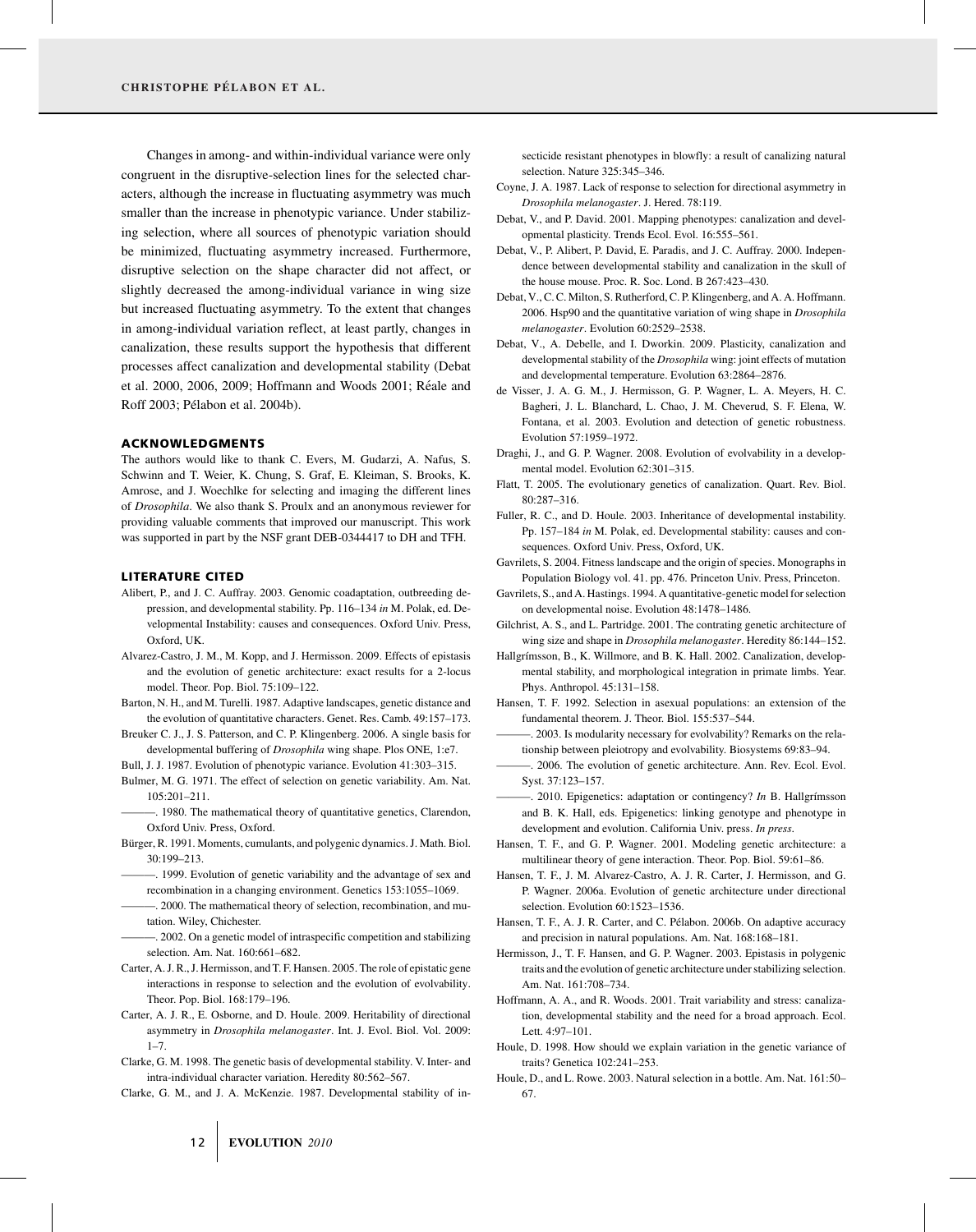Changes in among- and within-individual variance were only congruent in the disruptive-selection lines for the selected characters, although the increase in fluctuating asymmetry was much smaller than the increase in phenotypic variance. Under stabilizing selection, where all sources of phenotypic variation should be minimized, fluctuating asymmetry increased. Furthermore, disruptive selection on the shape character did not affect, or slightly decreased the among-individual variance in wing size but increased fluctuating asymmetry. To the extent that changes in among-individual variation reflect, at least partly, changes in canalization, these results support the hypothesis that different processes affect canalization and developmental stability (Debat et al. 2000, 2006, 2009; Hoffmann and Woods 2001; Réale and Roff 2003; Pélabon et al. 2004b).

## ACKNOWLEDGMENTS

The authors would like to thank C. Evers, M. Gudarzi, A. Nafus, S. Schwinn and T. Weier, K. Chung, S. Graf, E. Kleiman, S. Brooks, K. Amrose, and J. Woechlke for selecting and imaging the different lines of *Drosophila*. We also thank S. Proulx and an anonymous reviewer for providing valuable comments that improved our manuscript. This work was supported in part by the NSF grant DEB-0344417 to DH and TFH.

## LITERATURE CITED

Alibert, P., and J. C. Auffray. 2003. Genomic coadaptation, outbreeding depression, and developmental stability. Pp. 116–134 *in* M. Polak, ed. Developmental Instability: causes and consequences. Oxford Univ. Press, Oxford, UK.

Alvarez-Castro, J. M., M. Kopp, and J. Hermisson. 2009. Effects of epistasis and the evolution of genetic architecture: exact results for a 2-locus model. Theor. Pop. Biol. 75:109–122.

Barton, N. H., and M. Turelli. 1987. Adaptive landscapes, genetic distance and the evolution of quantitative characters. Genet. Res. Camb. 49:157–173.

Breuker C. J., J. S. Patterson, and C. P. Klingenberg. 2006. A single basis for developmental buffering of *Drosophila* wing shape. Plos ONE, 1:e7.

Bull, J. J. 1987. Evolution of phenotypic variance. Evolution 41:303–315.

Bulmer, M. G. 1971. The effect of selection on genetic variability. Am. Nat. 105:201–211.

———. 1980. The mathematical theory of quantitative genetics, Clarendon, Oxford Univ. Press, Oxford.

Bürger, R. 1991. Moments, cumulants, and polygenic dynamics. J. Math. Biol. 30:199–213.

———. 1999. Evolution of genetic variability and the advantage of sex and recombination in a changing environment. Genetics 153:1055–1069.

———. 2000. The mathematical theory of selection, recombination, and mutation. Wiley, Chichester.

———. 2002. On a genetic model of intraspecific competition and stabilizing selection. Am. Nat. 160:661–682.

Carter, A. J. R., J. Hermisson, and T. F. Hansen. 2005. The role of epistatic gene interactions in response to selection and the evolution of evolvability. Theor. Pop. Biol. 168:179–196.

Carter, A. J. R., E. Osborne, and D. Houle. 2009. Heritability of directional asymmetry in *Drosophila melanogaster*. Int. J. Evol. Biol. Vol. 2009: 1–7.

Clarke, G. M. 1998. The genetic basis of developmental stability. V. Inter- and intra-individual character variation. Heredity 80:562–567.

Clarke, G. M., and J. A. McKenzie. 1987. Developmental stability of insecticide resistant phenotypes in blowfly: a result of canalizing natural selection. Nature 325:345–346.

Coyne, J. A. 1987. Lack of response to selection for directional asymmetry in *Drosophila melanogaster*. J. Hered. 78:119.

Debat, V., and P. David. 2001. Mapping phenotypes: canalization and developmental plasticity. Trends Ecol. Evol. 16:555–561.

Debat, V., P. Alibert, P. David, E. Paradis, and J. C. Auffray. 2000. Independence between developmental stability and canalization in the skull of the house mouse. Proc. R. Soc. Lond. B 267:423–430.

Debat, V., C. C. Milton, S. Rutherford, C. P. Klingenberg, and A. A. Hoffmann. 2006. Hsp90 and the quantitative variation of wing shape in *Drosophila melanogaster*. Evolution 60:2529–2538.

Debat, V., A. Debelle, and I. Dworkin. 2009. Plasticity, canalization and developmental stability of the *Drosophila* wing: joint effects of mutation and developmental temperature. Evolution 63:2864–2876.

de Visser, J. A. G. M., J. Hermisson, G. P. Wagner, L. A. Meyers, H. C. Bagheri, J. L. Blanchard, L. Chao, J. M. Cheverud, S. F. Elena, W. Fontana, et al. 2003. Evolution and detection of genetic robustness. Evolution 57:1959–1972.

Draghi, J., and G. P. Wagner. 2008. Evolution of evolvability in a developmental model. Evolution 62:301–315.

Flatt, T. 2005. The evolutionary genetics of canalization. Quart. Rev. Biol. 80:287–316.

Fuller, R. C., and D. Houle. 2003. Inheritance of developmental instability. Pp. 157–184 *in* M. Polak, ed. Developmental stability: causes and consequences. Oxford Univ. Press, Oxford, UK.

Gavrilets, S. 2004. Fitness landscape and the origin of species. Monographs in Population Biology vol. 41. pp. 476. Princeton Univ. Press, Princeton.

Gavrilets, S., and A. Hastings. 1994. A quantitative-genetic model for selection on developmental noise. Evolution 48:1478–1486.

Gilchrist, A. S., and L. Partridge. 2001. The contrating genetic architecture of wing size and shape in *Drosophila melanogaster*. Heredity 86:144–152.

Hallgrímsson, B., K. Willmore, and B. K. Hall. 2002. Canalization, developmental stability, and morphological integration in primate limbs. Year. Phys. Anthropol. 45:131–158.

Hansen, T. F. 1992. Selection in asexual populations: an extension of the fundamental theorem. J. Theor. Biol. 155:537–544.

———. 2003. Is modularity necessary for evolvability? Remarks on the relationship between pleiotropy and evolvability. Biosystems 69:83–94.

———. 2006. The evolution of genetic architecture. Ann. Rev. Ecol. Evol. Syst. 37:123–157.

———. 2010. Epigenetics: adaptation or contingency? *In* B. Hallgrímsson and B. K. Hall, eds. Epigenetics: linking genotype and phenotype in development and evolution. California Univ. press. *In press.*

Hansen, T. F., and G. P. Wagner. 2001. Modeling genetic architecture: a multilinear theory of gene interaction. Theor. Pop. Biol. 59:61–86.

Hansen, T. F., J. M. Alvarez-Castro, A. J. R. Carter, J. Hermisson, and G. P. Wagner. 2006a. Evolution of genetic architecture under directional selection. Evolution 60:1523–1536.

Hansen, T. F., A. J. R. Carter, and C. Pélabon. 2006b. On adaptive accuracy and precision in natural populations. Am. Nat. 168:168–181.

Hermisson, J., T. F. Hansen, and G. P. Wagner. 2003. Epistasis in polygenic traits and the evolution of genetic architecture under stabilizing selection. Am. Nat. 161:708–734.

Hoffmann, A. A., and R. Woods. 2001. Trait variability and stress: canalization, developmental stability and the need for a broad approach. Ecol. Lett. 4:97–101.

Houle, D. 1998. How should we explain variation in the genetic variance of traits? Genetica 102:241–253.

Houle, D., and L. Rowe. 2003. Natural selection in a bottle. Am. Nat. 161:50–67.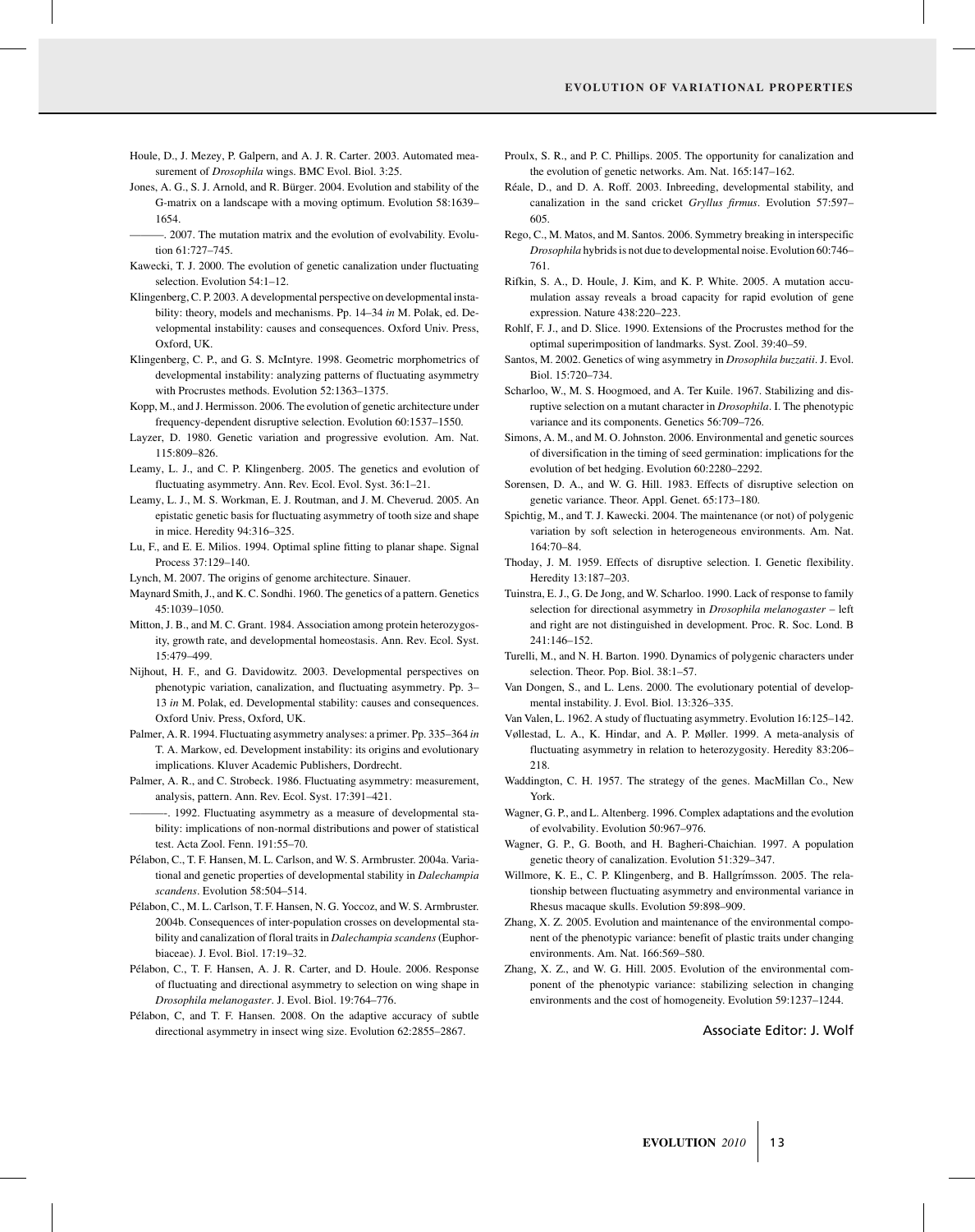Houle, D., J. Mezey, P. Galpern, and A. J. R. Carter. 2003. Automated measurement of *Drosophila* wings. BMC Evol. Biol. 3:25.

Jones, A. G., S. J. Arnold, and R. Bürger. 2004. Evolution and stability of the G-matrix on a landscape with a moving optimum. Evolution 58:1639–1654.

———. 2007. The mutation matrix and the evolution of evolvability. Evolution 61:727–745.

Kawecki, T. J. 2000. The evolution of genetic canalization under fluctuating selection. Evolution 54:1–12.

Klingenberg, C. P. 2003. A developmental perspective on developmental instability: theory, models and mechanisms. Pp. 14–34 *in* M. Polak, ed. Developmental instability: causes and consequences. Oxford Univ. Press, Oxford, UK.

Klingenberg, C. P., and G. S. McIntyre. 1998. Geometric morphometrics of developmental instability: analyzing patterns of fluctuating asymmetry with Procrustes methods. Evolution 52:1363–1375.

Kopp, M., and J. Hermisson. 2006. The evolution of genetic architecture under frequency-dependent disruptive selection. Evolution 60:1537–1550.

Layzer, D. 1980. Genetic variation and progressive evolution. Am. Nat. 115:809–826.

Leamy, L. J., and C. P. Klingenberg. 2005. The genetics and evolution of fluctuating asymmetry. Ann. Rev. Ecol. Evol. Syst. 36:1–21.

Leamy, L. J., M. S. Workman, E. J. Routman, and J. M. Cheverud. 2005. An epistatic genetic basis for fluctuating asymmetry of tooth size and shape in mice. Heredity 94:316–325.

Lu, F., and E. E. Milios. 1994. Optimal spline fitting to planar shape. Signal Process 37:129–140.

Lynch, M. 2007. The origins of genome architecture. Sinauer.

Maynard Smith, J., and K. C. Sondhi. 1960. The genetics of a pattern. Genetics 45:1039–1050.

Mitton, J. B., and M. C. Grant. 1984. Association among protein heterozygosity, growth rate, and developmental homeostasis. Ann. Rev. Ecol. Syst. 15:479–499.

Nijhout, H. F., and G. Davidowitz. 2003. Developmental perspectives on phenotypic variation, canalization, and fluctuating asymmetry. Pp. 3–13 *in* M. Polak, ed. Developmental stability: causes and consequences. Oxford Univ. Press, Oxford, UK.

Palmer, A. R. 1994. Fluctuating asymmetry analyses: a primer. Pp. 335–364 *in* T. A. Markow, ed. Development instability: its origins and evolutionary implications. Kluver Academic Publishers, Dordrecht.

Palmer, A. R., and C. Strobeck. 1986. Fluctuating asymmetry: measurement, analysis, pattern. Ann. Rev. Ecol. Syst. 17:391–421.

———. 1992. Fluctuating asymmetry as a measure of developmental stability: implications of non-normal distributions and power of statistical test. Acta Zool. Fenn. 191:55–70.

Pélabon, C., T. F. Hansen, M. L. Carlson, and W. S. Armbruster. 2004a. Variational and genetic properties of developmental stability in *Dalechampia scandens*. Evolution 58:504–514.

Pélabon, C., M. L. Carlson, T. F. Hansen, N. G. Yoccoz, and W. S. Armbruster. 2004b. Consequences of inter-population crosses on developmental stability and canalization of floral traits in *Dalechampia scandens* (Euphorbiaceae). J. Evol. Biol. 17:19–32.

Pélabon, C., T. F. Hansen, A. J. R. Carter, and D. Houle. 2006. Response of fluctuating and directional asymmetry to selection on wing shape in *Drosophila melanogaster*. J. Evol. Biol. 19:764–776.

Pélabon, C, and T. F. Hansen. 2008. On the adaptive accuracy of subtle directional asymmetry in insect wing size. Evolution 62:2855–2867.

Proulx, S. R., and P. C. Phillips. 2005. The opportunity for canalization and the evolution of genetic networks. Am. Nat. 165:147–162.

Réale, D., and D. A. Roff. 2003. Inbreeding, developmental stability, and canalization in the sand cricket *Gryllus firmus*. Evolution 57:597–605.

Rego, C., M. Matos, and M. Santos. 2006. Symmetry breaking in interspecific *Drosophila* hybrids is not due to developmental noise. Evolution 60:746–761.

Rifkin, S. A., D. Houle, J. Kim, and K. P. White. 2005. A mutation accumulation assay reveals a broad capacity for rapid evolution of gene expression. Nature 438:220–223.

Rohlf, F. J., and D. Slice. 1990. Extensions of the Procrustes method for the optimal superimposition of landmarks. Syst. Zool. 39:40–59.

Santos, M. 2002. Genetics of wing asymmetry in *Drosophila buzzatii*. J. Evol. Biol. 15:720–734.

Scharloo, W., M. S. Hoogmoed, and A. Ter Kuile. 1967. Stabilizing and disruptive selection on a mutant character in *Drosophila*. I. The phenotypic variance and its components. Genetics 56:709–726.

Simons, A. M., and M. O. Johnston. 2006. Environmental and genetic sources of diversification in the timing of seed germination: implications for the evolution of bet hedging. Evolution 60:2280–2292.

Sorensen, D. A., and W. G. Hill. 1983. Effects of disruptive selection on genetic variance. Theor. Appl. Genet. 65:173–180.

Spichtig, M., and T. J. Kawecki. 2004. The maintenance (or not) of polygenic variation by soft selection in heterogeneous environments. Am. Nat. 164:70–84.

Thoday, J. M. 1959. Effects of disruptive selection. I. Genetic flexibility. Heredity 13:187–203.

Tuinstra, E. J., G. De Jong, and W. Scharloo. 1990. Lack of response to family selection for directional asymmetry in *Drosophila melanogaster* – left and right are not distinguished in development. Proc. R. Soc. Lond. B 241:146–152.

Turelli, M., and N. H. Barton. 1990. Dynamics of polygenic characters under selection. Theor. Pop. Biol. 38:1–57.

Van Dongen, S., and L. Lens. 2000. The evolutionary potential of developmental instability. J. Evol. Biol. 13:326–335.

Van Valen, L. 1962. A study of fluctuating asymmetry. Evolution 16:125–142.

Vøllestad, L. A., K. Hindar, and A. P. Møller. 1999. A meta-analysis of fluctuating asymmetry in relation to heterozygosity. Heredity 83:206–218.

Waddington, C. H. 1957. The strategy of the genes. MacMillan Co., New York.

Wagner, G. P., and L. Altenberg. 1996. Complex adaptations and the evolution of evolvability. Evolution 50:967–976.

Wagner, G. P., G. Booth, and H. Bagheri-Chaichian. 1997. A population genetic theory of canalization. Evolution 51:329–347.

Willmore, K. E., C. P. Klingenberg, and B. Hallgrímsson. 2005. The relationship between fluctuating asymmetry and environmental variance in Rhesus macaque skulls. Evolution 59:898–909.

Zhang, X. Z. 2005. Evolution and maintenance of the environmental component of the phenotypic variance: benefit of plastic traits under changing environments. Am. Nat. 166:569–580.

Zhang, X. Z., and W. G. Hill. 2005. Evolution of the environmental component of the phenotypic variance: stabilizing selection in changing environments and the cost of homogeneity. Evolution 59:1237–1244.

Associate Editor: J. Wolf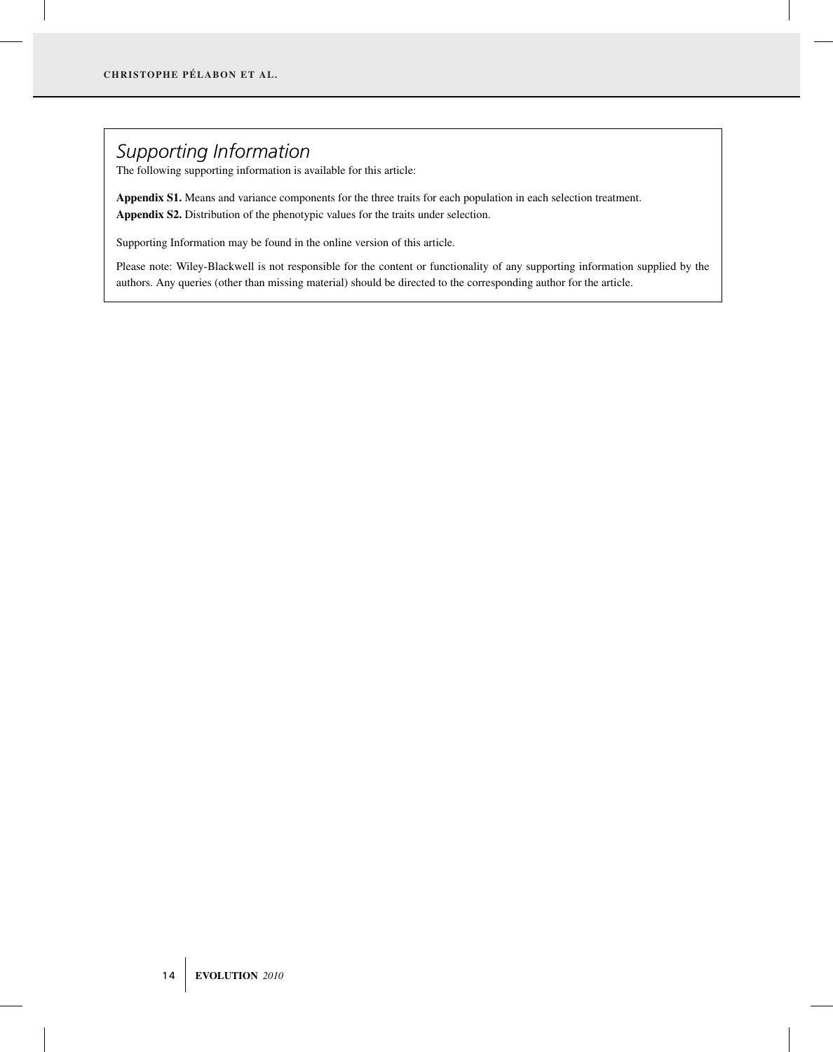## *Supporting Information*

The following supporting information is available for this article:

**Appendix S1.** Means and variance components for the three traits for each population in each selection treatment.

**Appendix S2.** Distribution of the phenotypic values for the traits under selection.

Supporting Information may be found in the online version of this article.

Please note: Wiley-Blackwell is not responsible for the content or functionality of any supporting information supplied by the authors. Any queries (other than missing material) should be directed to the corresponding author for the article.